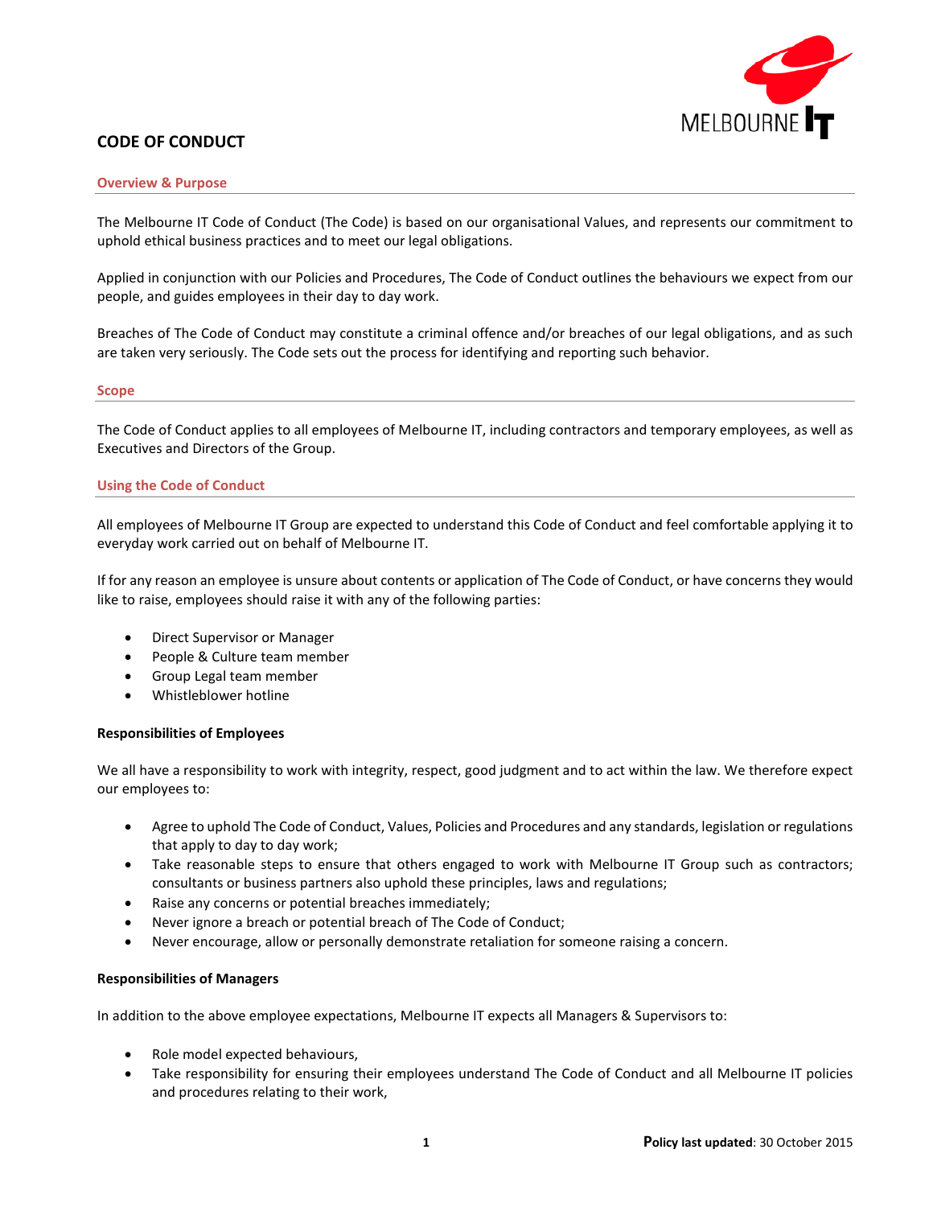# CODE OF CONDUCT

## Overview & Purpose

The Melbourne IT Code of Conduct (The Code) is based on our organisational Values, and represents our commitment to uphold ethical business practices and to meet our legal obligations.

Applied in conjunction with our Policies and Procedures, The Code of Conduct outlines the behaviours we expect from our people, and guides employees in their day to day work.

Breaches of The Code of Conduct may constitute a criminal offence and/or breaches of our legal obligations, and as such are taken very seriously. The Code sets out the process for identifying and reporting such behavior.

## Scope

The Code of Conduct applies to all employees of Melbourne IT, including contractors and temporary employees, as well as Executives and Directors of the Group.

## Using the Code of Conduct

All employees of Melbourne IT Group are expected to understand this Code of Conduct and feel comfortable applying it to everyday work carried out on behalf of Melbourne IT.

If for any reason an employee is unsure about contents or application of The Code of Conduct, or have concerns they would like to raise, employees should raise it with any of the following parties:

- Direct Supervisor or Manager
- People & Culture team member
- Group Legal team member
- Whistleblower hotline

### Responsibilities of Employees

We all have a responsibility to work with integrity, respect, good judgment and to act within the law. We therefore expect our employees to:

- Agree to uphold The Code of Conduct, Values, Policies and Procedures and any standards, legislation or regulations that apply to day to day work;
- Take reasonable steps to ensure that others engaged to work with Melbourne IT Group such as contractors; consultants or business partners also uphold these principles, laws and regulations;
- Raise any concerns or potential breaches immediately;
- Never ignore a breach or potential breach of The Code of Conduct;
- Never encourage, allow or personally demonstrate retaliation for someone raising a concern.

### Responsibilities of Managers

In addition to the above employee expectations, Melbourne IT expects all Managers & Supervisors to:

- Role model expected behaviours,
- Take responsibility for ensuring their employees understand The Code of Conduct and all Melbourne IT policies and procedures relating to their work,

**Policy last updated**: 30 October 2015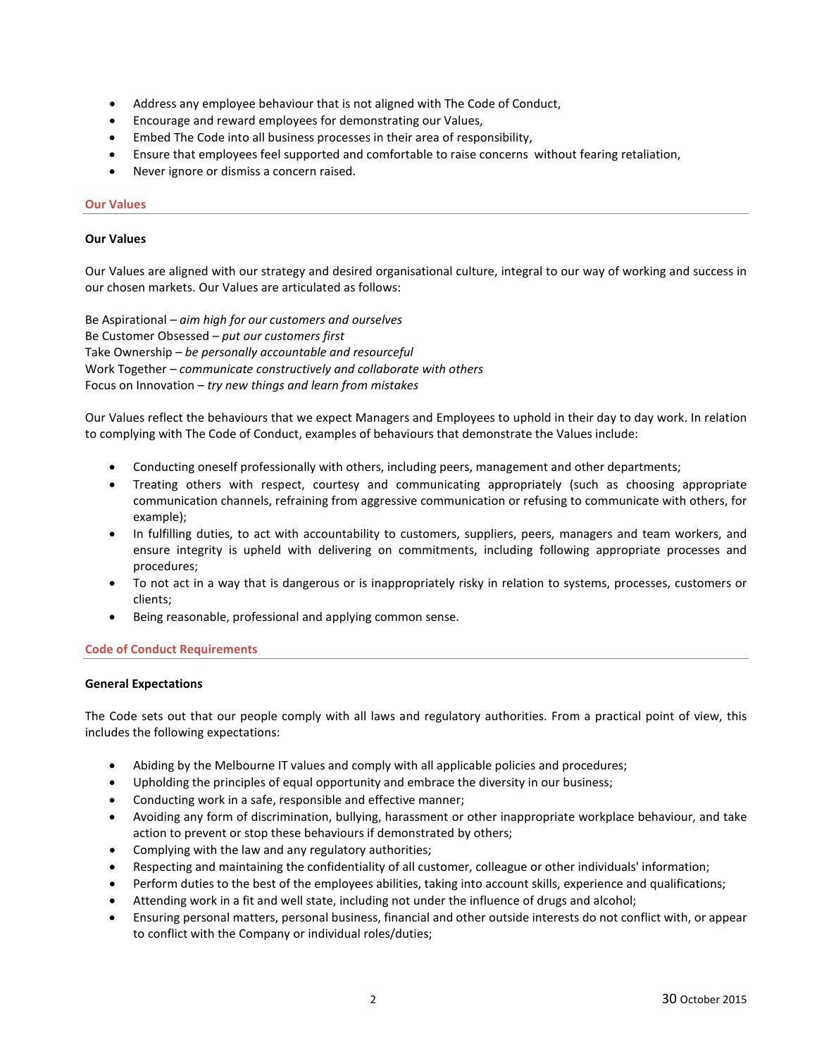- Address any employee behaviour that is not aligned with The Code of Conduct,
- Encourage and reward employees for demonstrating our Values,
- Embed The Code into all business processes in their area of responsibility,
- Ensure that employees feel supported and comfortable to raise concerns without fearing retaliation,
- Never ignore or dismiss a concern raised.

## Our Values

### Our Values

Our Values are aligned with our strategy and desired organisational culture, integral to our way of working and success in our chosen markets. Our Values are articulated as follows:

Be Aspirational – *aim high for our customers and ourselves*
Be Customer Obsessed – *put our customers first*
Take Ownership – *be personally accountable and resourceful*
Work Together – *communicate constructively and collaborate with others*
Focus on Innovation – *try new things and learn from mistakes*

Our Values reflect the behaviours that we expect Managers and Employees to uphold in their day to day work. In relation to complying with The Code of Conduct, examples of behaviours that demonstrate the Values include:

- Conducting oneself professionally with others, including peers, management and other departments;
- Treating others with respect, courtesy and communicating appropriately (such as choosing appropriate communication channels, refraining from aggressive communication or refusing to communicate with others, for example);
- In fulfilling duties, to act with accountability to customers, suppliers, peers, managers and team workers, and ensure integrity is upheld with delivering on commitments, including following appropriate processes and procedures;
- To not act in a way that is dangerous or is inappropriately risky in relation to systems, processes, customers or clients;
- Being reasonable, professional and applying common sense.

## Code of Conduct Requirements

### General Expectations

The Code sets out that our people comply with all laws and regulatory authorities. From a practical point of view, this includes the following expectations:

- Abiding by the Melbourne IT values and comply with all applicable policies and procedures;
- Upholding the principles of equal opportunity and embrace the diversity in our business;
- Conducting work in a safe, responsible and effective manner;
- Avoiding any form of discrimination, bullying, harassment or other inappropriate workplace behaviour, and take action to prevent or stop these behaviours if demonstrated by others;
- Complying with the law and any regulatory authorities;
- Respecting and maintaining the confidentiality of all customer, colleague or other individuals' information;
- Perform duties to the best of the employees abilities, taking into account skills, experience and qualifications;
- Attending work in a fit and well state, including not under the influence of drugs and alcohol;
- Ensuring personal matters, personal business, financial and other outside interests do not conflict with, or appear to conflict with the Company or individual roles/duties;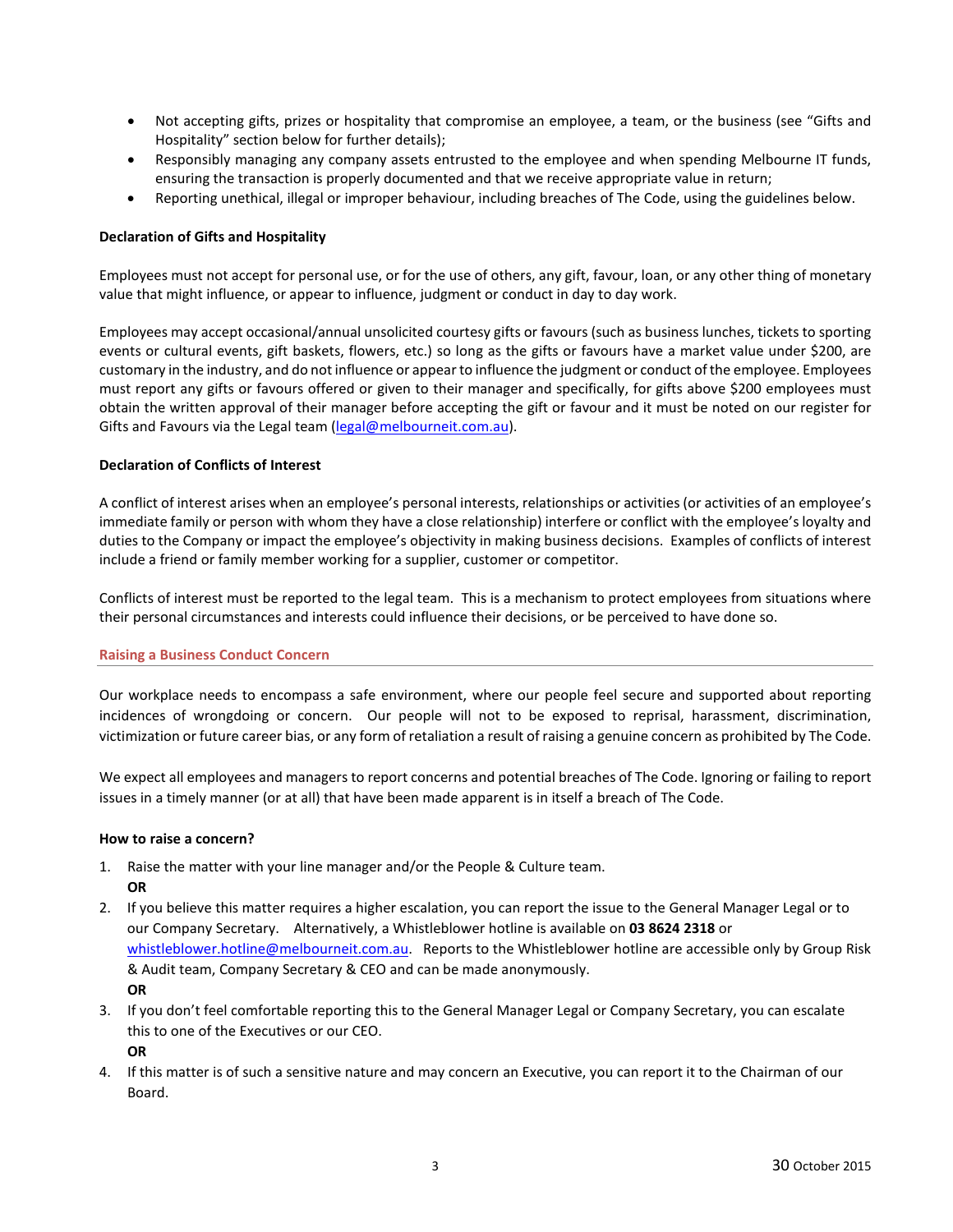- Not accepting gifts, prizes or hospitality that compromise an employee, a team, or the business (see "Gifts and Hospitality" section below for further details);
- Responsibly managing any company assets entrusted to the employee and when spending Melbourne IT funds, ensuring the transaction is properly documented and that we receive appropriate value in return;
- Reporting unethical, illegal or improper behaviour, including breaches of The Code, using the guidelines below.

**Declaration of Gifts and Hospitality**

Employees must not accept for personal use, or for the use of others, any gift, favour, loan, or any other thing of monetary value that might influence, or appear to influence, judgment or conduct in day to day work.

Employees may accept occasional/annual unsolicited courtesy gifts or favours (such as business lunches, tickets to sporting events or cultural events, gift baskets, flowers, etc.) so long as the gifts or favours have a market value under $200, are customary in the industry, and do not influence or appear to influence the judgment or conduct of the employee. Employees must report any gifts or favours offered or given to their manager and specifically, for gifts above $200 employees must obtain the written approval of their manager before accepting the gift or favour and it must be noted on our register for Gifts and Favours via the Legal team (legal@melbourneit.com.au).

**Declaration of Conflicts of Interest**

A conflict of interest arises when an employee's personal interests, relationships or activities (or activities of an employee's immediate family or person with whom they have a close relationship) interfere or conflict with the employee's loyalty and duties to the Company or impact the employee's objectivity in making business decisions. Examples of conflicts of interest include a friend or family member working for a supplier, customer or competitor.

Conflicts of interest must be reported to the legal team. This is a mechanism to protect employees from situations where their personal circumstances and interests could influence their decisions, or be perceived to have done so.

## Raising a Business Conduct Concern

Our workplace needs to encompass a safe environment, where our people feel secure and supported about reporting incidences of wrongdoing or concern. Our people will not to be exposed to reprisal, harassment, discrimination, victimization or future career bias, or any form of retaliation a result of raising a genuine concern as prohibited by The Code.

We expect all employees and managers to report concerns and potential breaches of The Code. Ignoring or failing to report issues in a timely manner (or at all) that have been made apparent is in itself a breach of The Code.

**How to raise a concern?**

1. Raise the matter with your line manager and/or the People & Culture team.
   **OR**
2. If you believe this matter requires a higher escalation, you can report the issue to the General Manager Legal or to our Company Secretary. Alternatively, a Whistleblower hotline is available on **03 8624 2318** or whistleblower.hotline@melbourneit.com.au. Reports to the Whistleblower hotline are accessible only by Group Risk & Audit team, Company Secretary & CEO and can be made anonymously.
   **OR**
3. If you don't feel comfortable reporting this to the General Manager Legal or Company Secretary, you can escalate this to one of the Executives or our CEO.
   **OR**
4. If this matter is of such a sensitive nature and may concern an Executive, you can report it to the Chairman of our Board.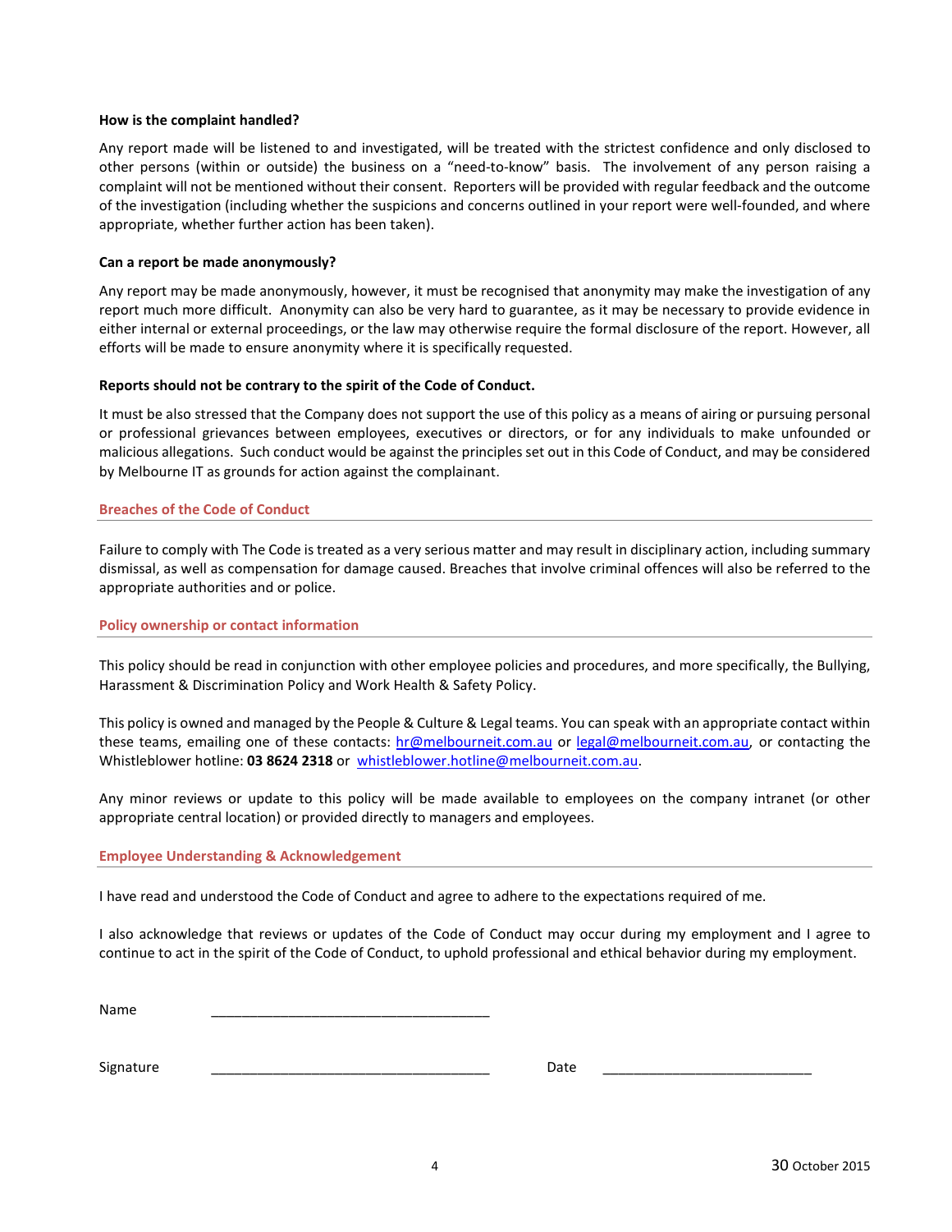**How is the complaint handled?**

Any report made will be listened to and investigated, will be treated with the strictest confidence and only disclosed to other persons (within or outside) the business on a "need-to-know" basis. The involvement of any person raising a complaint will not be mentioned without their consent. Reporters will be provided with regular feedback and the outcome of the investigation (including whether the suspicions and concerns outlined in your report were well-founded, and where appropriate, whether further action has been taken).

**Can a report be made anonymously?**

Any report may be made anonymously, however, it must be recognised that anonymity may make the investigation of any report much more difficult. Anonymity can also be very hard to guarantee, as it may be necessary to provide evidence in either internal or external proceedings, or the law may otherwise require the formal disclosure of the report. However, all efforts will be made to ensure anonymity where it is specifically requested.

**Reports should not be contrary to the spirit of the Code of Conduct.**

It must be also stressed that the Company does not support the use of this policy as a means of airing or pursuing personal or professional grievances between employees, executives or directors, or for any individuals to make unfounded or malicious allegations. Such conduct would be against the principles set out in this Code of Conduct, and may be considered by Melbourne IT as grounds for action against the complainant.

## Breaches of the Code of Conduct

Failure to comply with The Code is treated as a very serious matter and may result in disciplinary action, including summary dismissal, as well as compensation for damage caused. Breaches that involve criminal offences will also be referred to the appropriate authorities and or police.

## Policy ownership or contact information

This policy should be read in conjunction with other employee policies and procedures, and more specifically, the Bullying, Harassment & Discrimination Policy and Work Health & Safety Policy.

This policy is owned and managed by the People & Culture & Legal teams. You can speak with an appropriate contact within these teams, emailing one of these contacts: hr@melbourneit.com.au or legal@melbourneit.com.au, or contacting the Whistleblower hotline: **03 8624 2318** or whistleblower.hotline@melbourneit.com.au.

Any minor reviews or update to this policy will be made available to employees on the company intranet (or other appropriate central location) or provided directly to managers and employees.

## Employee Understanding & Acknowledgement

I have read and understood the Code of Conduct and agree to adhere to the expectations required of me.

I also acknowledge that reviews or updates of the Code of Conduct may occur during my employment and I agree to continue to act in the spirit of the Code of Conduct, to uphold professional and ethical behavior during my employment.

Name ____________________________________

Signature ____________________________________ Date ___________________________

30 October 2015